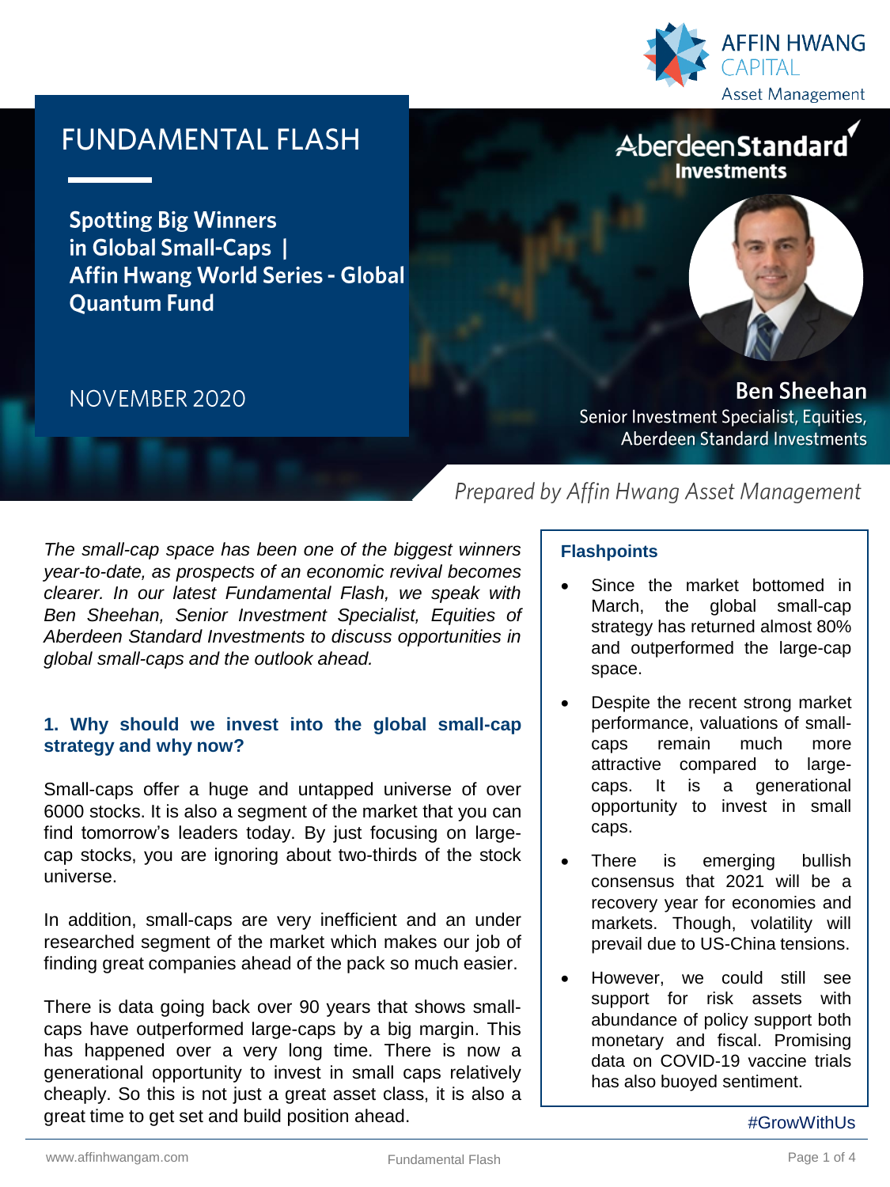AFFIN HWANG CAPITAL Asset Management

# FUNDAMENTAL FLASH

## Spotting Big Winners in Global Small-Caps | Affin Hwang World Series - Global Quantum Fund

NOVEMBER 2020

AberdeenStandard Investments

**Ben Sheehan**
Senior Investment Specialist, Equities, Aberdeen Standard Investments

*Prepared by Affin Hwang Asset Management*

*The small-cap space has been one of the biggest winners year-to-date, as prospects of an economic revival becomes clearer. In our latest Fundamental Flash, we speak with Ben Sheehan, Senior Investment Specialist, Equities of Aberdeen Standard Investments to discuss opportunities in global small-caps and the outlook ahead.*

### Flashpoints

- Since the market bottomed in March, the global small-cap strategy has returned almost 80% and outperformed the large-cap space.
- Despite the recent strong market performance, valuations of small-caps remain much more attractive compared to large-caps. It is a generational opportunity to invest in small caps.
- There is emerging bullish consensus that 2021 will be a recovery year for economies and markets. Though, volatility will prevail due to US-China tensions.
- However, we could still see support for risk assets with abundance of policy support both monetary and fiscal. Promising data on COVID-19 vaccine trials has also buoyed sentiment.

### 1. Why should we invest into the global small-cap strategy and why now?

Small-caps offer a huge and untapped universe of over 6000 stocks. It is also a segment of the market that you can find tomorrow's leaders today. By just focusing on large-cap stocks, you are ignoring about two-thirds of the stock universe.

In addition, small-caps are very inefficient and an under researched segment of the market which makes our job of finding great companies ahead of the pack so much easier.

There is data going back over 90 years that shows small-caps have outperformed large-caps by a big margin. This has happened over a very long time. There is now a generational opportunity to invest in small caps relatively cheaply. So this is not just a great asset class, it is also a great time to get set and build position ahead.

#GrowWithUs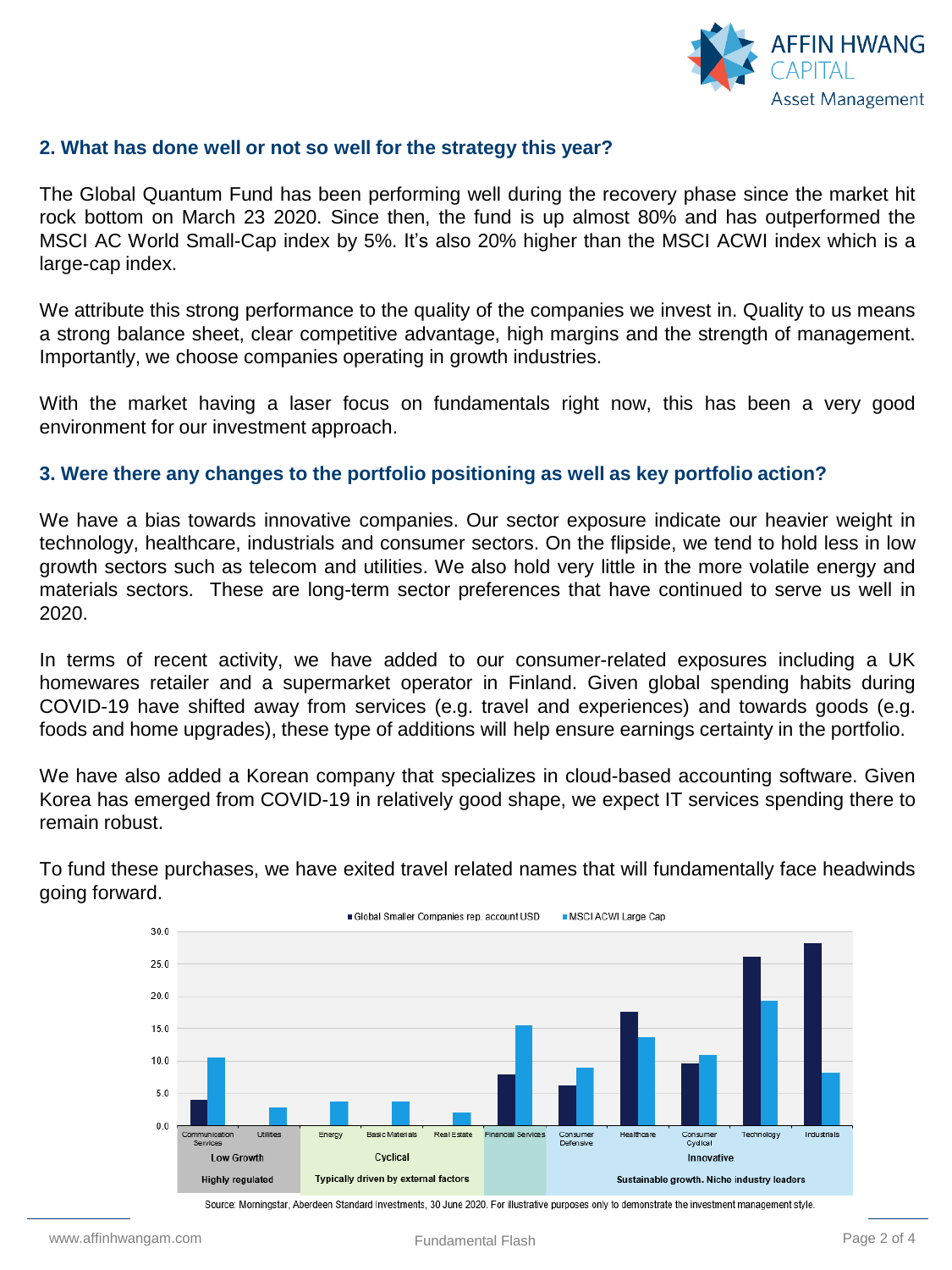## 2. What has done well or not so well for the strategy this year?

The Global Quantum Fund has been performing well during the recovery phase since the market hit rock bottom on March 23 2020. Since then, the fund is up almost 80% and has outperformed the MSCI AC World Small-Cap index by 5%. It's also 20% higher than the MSCI ACWI index which is a large-cap index.

We attribute this strong performance to the quality of the companies we invest in. Quality to us means a strong balance sheet, clear competitive advantage, high margins and the strength of management. Importantly, we choose companies operating in growth industries.

With the market having a laser focus on fundamentals right now, this has been a very good environment for our investment approach.

## 3. Were there any changes to the portfolio positioning as well as key portfolio action?

We have a bias towards innovative companies. Our sector exposure indicate our heavier weight in technology, healthcare, industrials and consumer sectors. On the flipside, we tend to hold less in low growth sectors such as telecom and utilities. We also hold very little in the more volatile energy and materials sectors. These are long-term sector preferences that have continued to serve us well in 2020.

In terms of recent activity, we have added to our consumer-related exposures including a UK homewares retailer and a supermarket operator in Finland. Given global spending habits during COVID-19 have shifted away from services (e.g. travel and experiences) and towards goods (e.g. foods and home upgrades), these type of additions will help ensure earnings certainty in the portfolio.

We have also added a Korean company that specializes in cloud-based accounting software. Given Korea has emerged from COVID-19 in relatively good shape, we expect IT services spending there to remain robust.

To fund these purchases, we have exited travel related names that will fundamentally face headwinds going forward.

Source: Morningstar, Aberdeen Standard Investments, 30 June 2020. For illustrative purposes only to demonstrate the investment management style.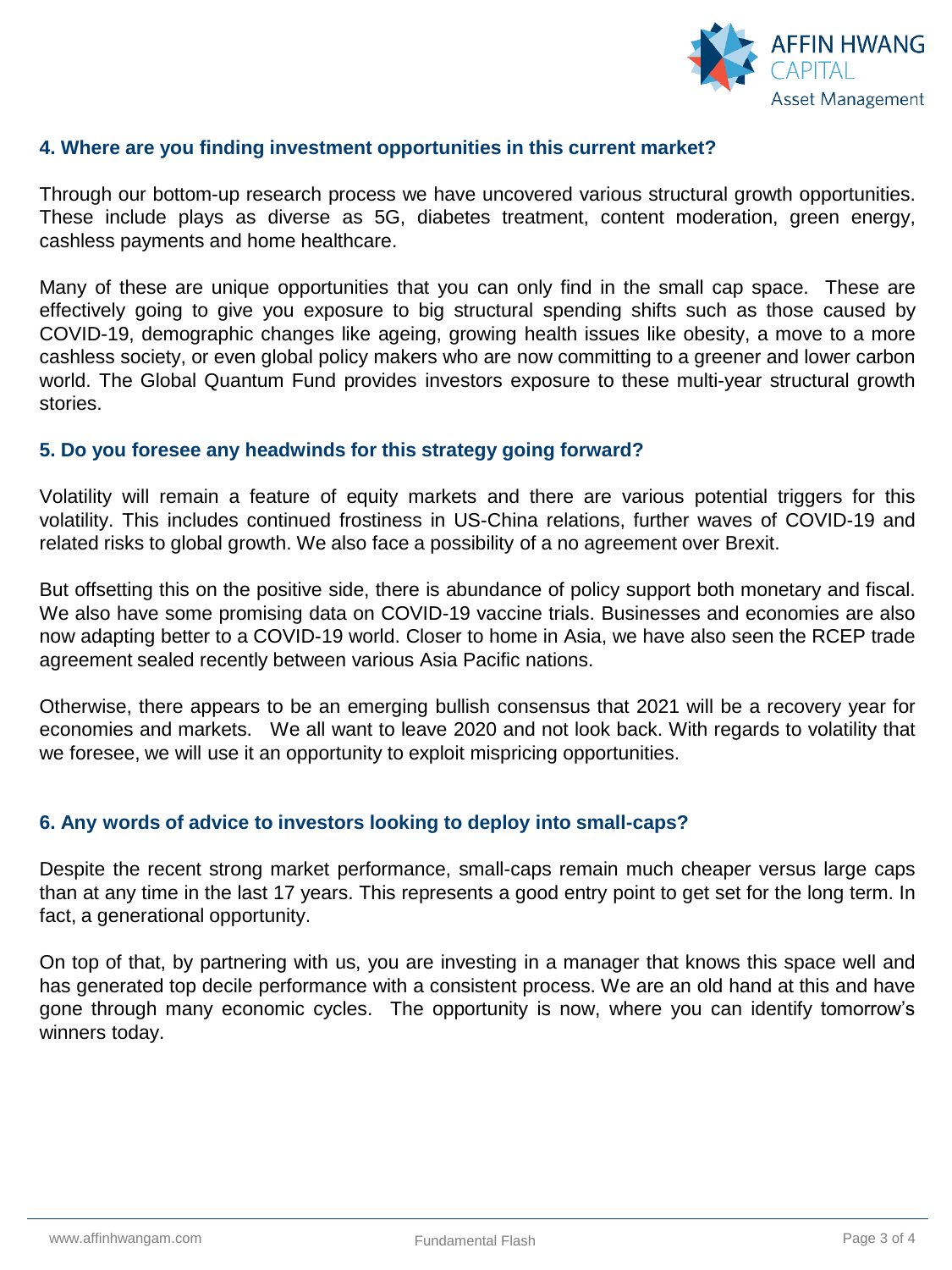### 4. Where are you finding investment opportunities in this current market?

Through our bottom-up research process we have uncovered various structural growth opportunities. These include plays as diverse as 5G, diabetes treatment, content moderation, green energy, cashless payments and home healthcare.

Many of these are unique opportunities that you can only find in the small cap space. These are effectively going to give you exposure to big structural spending shifts such as those caused by COVID-19, demographic changes like ageing, growing health issues like obesity, a move to a more cashless society, or even global policy makers who are now committing to a greener and lower carbon world. The Global Quantum Fund provides investors exposure to these multi-year structural growth stories.

### 5. Do you foresee any headwinds for this strategy going forward?

Volatility will remain a feature of equity markets and there are various potential triggers for this volatility. This includes continued frostiness in US-China relations, further waves of COVID-19 and related risks to global growth. We also face a possibility of a no agreement over Brexit.

But offsetting this on the positive side, there is abundance of policy support both monetary and fiscal. We also have some promising data on COVID-19 vaccine trials. Businesses and economies are also now adapting better to a COVID-19 world. Closer to home in Asia, we have also seen the RCEP trade agreement sealed recently between various Asia Pacific nations.

Otherwise, there appears to be an emerging bullish consensus that 2021 will be a recovery year for economies and markets. We all want to leave 2020 and not look back. With regards to volatility that we foresee, we will use it an opportunity to exploit mispricing opportunities.

### 6. Any words of advice to investors looking to deploy into small-caps?

Despite the recent strong market performance, small-caps remain much cheaper versus large caps than at any time in the last 17 years. This represents a good entry point to get set for the long term. In fact, a generational opportunity.

On top of that, by partnering with us, you are investing in a manager that knows this space well and has generated top decile performance with a consistent process. We are an old hand at this and have gone through many economic cycles. The opportunity is now, where you can identify tomorrow's winners today.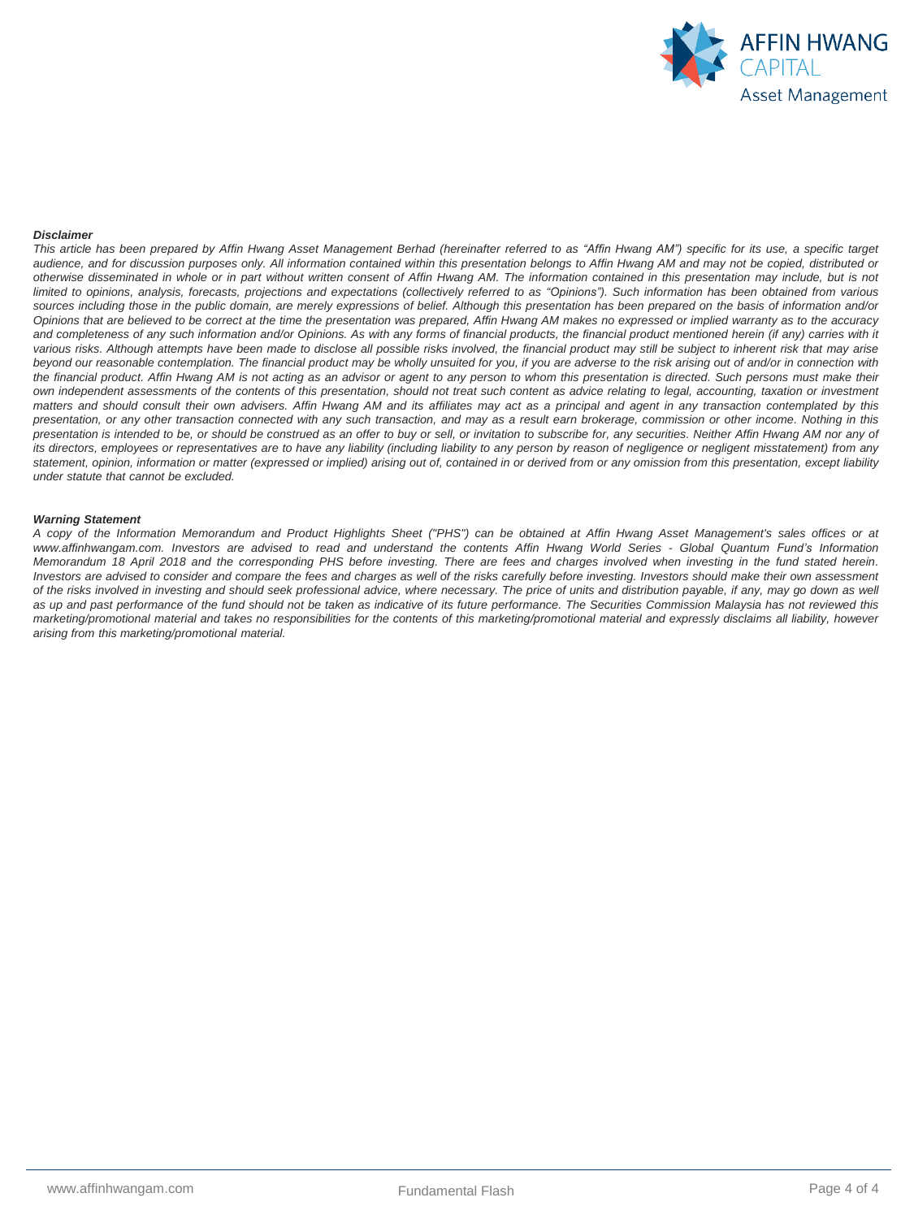***Disclaimer***

*This article has been prepared by Affin Hwang Asset Management Berhad (hereinafter referred to as "Affin Hwang AM") specific for its use, a specific target audience, and for discussion purposes only. All information contained within this presentation belongs to Affin Hwang AM and may not be copied, distributed or otherwise disseminated in whole or in part without written consent of Affin Hwang AM. The information contained in this presentation may include, but is not limited to opinions, analysis, forecasts, projections and expectations (collectively referred to as "Opinions"). Such information has been obtained from various sources including those in the public domain, are merely expressions of belief. Although this presentation has been prepared on the basis of information and/or Opinions that are believed to be correct at the time the presentation was prepared, Affin Hwang AM makes no expressed or implied warranty as to the accuracy and completeness of any such information and/or Opinions. As with any forms of financial products, the financial product mentioned herein (if any) carries with it various risks. Although attempts have been made to disclose all possible risks involved, the financial product may still be subject to inherent risk that may arise beyond our reasonable contemplation. The financial product may be wholly unsuited for you, if you are adverse to the risk arising out of and/or in connection with the financial product. Affin Hwang AM is not acting as an advisor or agent to any person to whom this presentation is directed. Such persons must make their own independent assessments of the contents of this presentation, should not treat such content as advice relating to legal, accounting, taxation or investment matters and should consult their own advisers. Affin Hwang AM and its affiliates may act as a principal and agent in any transaction contemplated by this presentation, or any other transaction connected with any such transaction, and may as a result earn brokerage, commission or other income. Nothing in this presentation is intended to be, or should be construed as an offer to buy or sell, or invitation to subscribe for, any securities. Neither Affin Hwang AM nor any of its directors, employees or representatives are to have any liability (including liability to any person by reason of negligence or negligent misstatement) from any statement, opinion, information or matter (expressed or implied) arising out of, contained in or derived from or any omission from this presentation, except liability under statute that cannot be excluded.*

***Warning Statement***

*A copy of the Information Memorandum and Product Highlights Sheet ("PHS") can be obtained at Affin Hwang Asset Management's sales offices or at www.affinhwangam.com. Investors are advised to read and understand the contents Affin Hwang World Series - Global Quantum Fund's Information Memorandum 18 April 2018 and the corresponding PHS before investing. There are fees and charges involved when investing in the fund stated herein. Investors are advised to consider and compare the fees and charges as well of the risks carefully before investing. Investors should make their own assessment of the risks involved in investing and should seek professional advice, where necessary. The price of units and distribution payable, if any, may go down as well as up and past performance of the fund should not be taken as indicative of its future performance. The Securities Commission Malaysia has not reviewed this marketing/promotional material and takes no responsibilities for the contents of this marketing/promotional material and expressly disclaims all liability, however arising from this marketing/promotional material.*